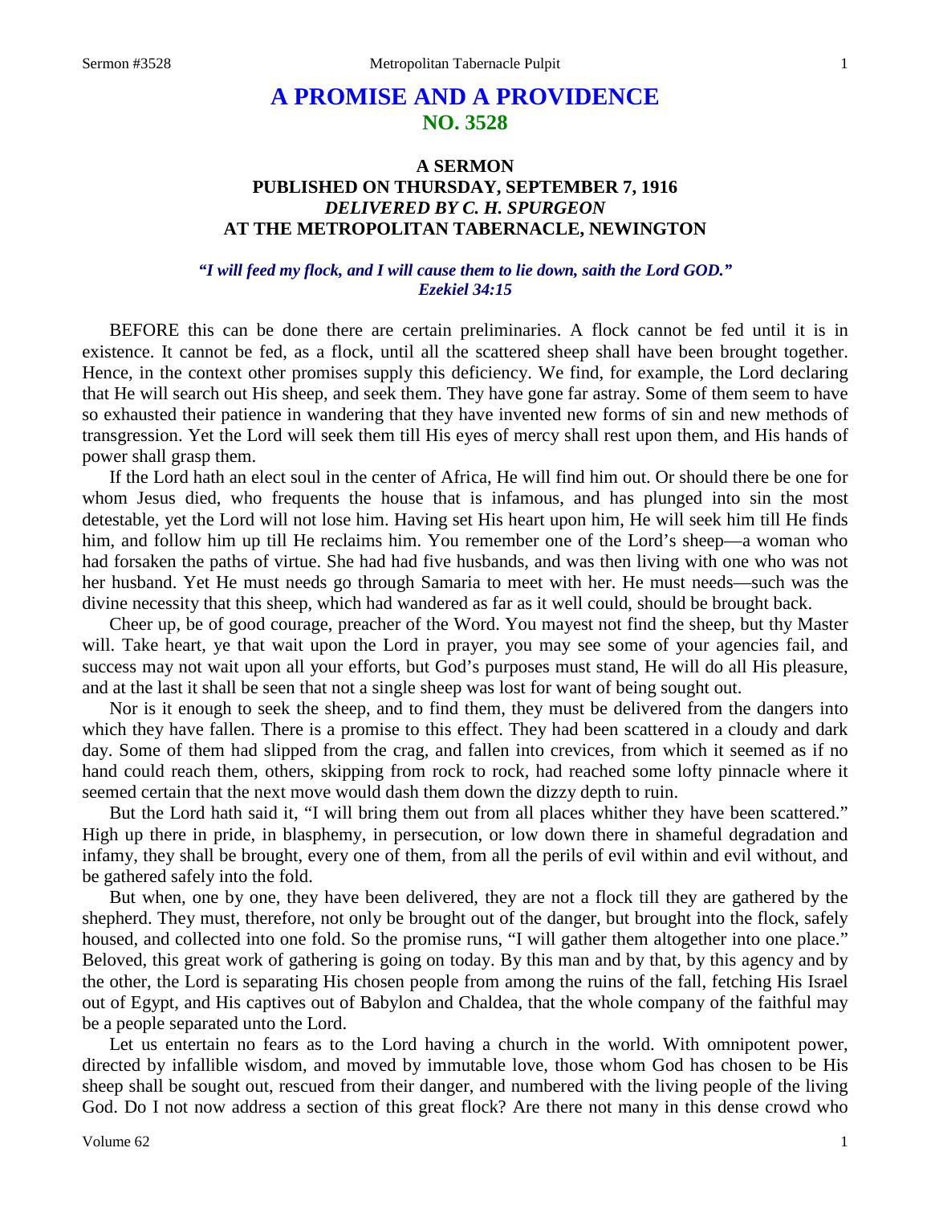# A PROMISE AND A PROVIDENCE

## NO. 3528

### A SERMON
### PUBLISHED ON THURSDAY, SEPTEMBER 7, 1916
### *DELIVERED BY C. H. SPURGEON*
### AT THE METROPOLITAN TABERNACLE, NEWINGTON

***"I will feed my flock, and I will cause them to lie down, saith the Lord GOD." Ezekiel 34:15***

BEFORE this can be done there are certain preliminaries. A flock cannot be fed until it is in existence. It cannot be fed, as a flock, until all the scattered sheep shall have been brought together. Hence, in the context other promises supply this deficiency. We find, for example, the Lord declaring that He will search out His sheep, and seek them. They have gone far astray. Some of them seem to have so exhausted their patience in wandering that they have invented new forms of sin and new methods of transgression. Yet the Lord will seek them till His eyes of mercy shall rest upon them, and His hands of power shall grasp them.

If the Lord hath an elect soul in the center of Africa, He will find him out. Or should there be one for whom Jesus died, who frequents the house that is infamous, and has plunged into sin the most detestable, yet the Lord will not lose him. Having set His heart upon him, He will seek him till He finds him, and follow him up till He reclaims him. You remember one of the Lord's sheep—a woman who had forsaken the paths of virtue. She had had five husbands, and was then living with one who was not her husband. Yet He must needs go through Samaria to meet with her. He must needs—such was the divine necessity that this sheep, which had wandered as far as it well could, should be brought back.

Cheer up, be of good courage, preacher of the Word. You mayest not find the sheep, but thy Master will. Take heart, ye that wait upon the Lord in prayer, you may see some of your agencies fail, and success may not wait upon all your efforts, but God's purposes must stand, He will do all His pleasure, and at the last it shall be seen that not a single sheep was lost for want of being sought out.

Nor is it enough to seek the sheep, and to find them, they must be delivered from the dangers into which they have fallen. There is a promise to this effect. They had been scattered in a cloudy and dark day. Some of them had slipped from the crag, and fallen into crevices, from which it seemed as if no hand could reach them, others, skipping from rock to rock, had reached some lofty pinnacle where it seemed certain that the next move would dash them down the dizzy depth to ruin.

But the Lord hath said it, "I will bring them out from all places whither they have been scattered." High up there in pride, in blasphemy, in persecution, or low down there in shameful degradation and infamy, they shall be brought, every one of them, from all the perils of evil within and evil without, and be gathered safely into the fold.

But when, one by one, they have been delivered, they are not a flock till they are gathered by the shepherd. They must, therefore, not only be brought out of the danger, but brought into the flock, safely housed, and collected into one fold. So the promise runs, "I will gather them altogether into one place." Beloved, this great work of gathering is going on today. By this man and by that, by this agency and by the other, the Lord is separating His chosen people from among the ruins of the fall, fetching His Israel out of Egypt, and His captives out of Babylon and Chaldea, that the whole company of the faithful may be a people separated unto the Lord.

Let us entertain no fears as to the Lord having a church in the world. With omnipotent power, directed by infallible wisdom, and moved by immutable love, those whom God has chosen to be His sheep shall be sought out, rescued from their danger, and numbered with the living people of the living God. Do I not now address a section of this great flock? Are there not many in this dense crowd who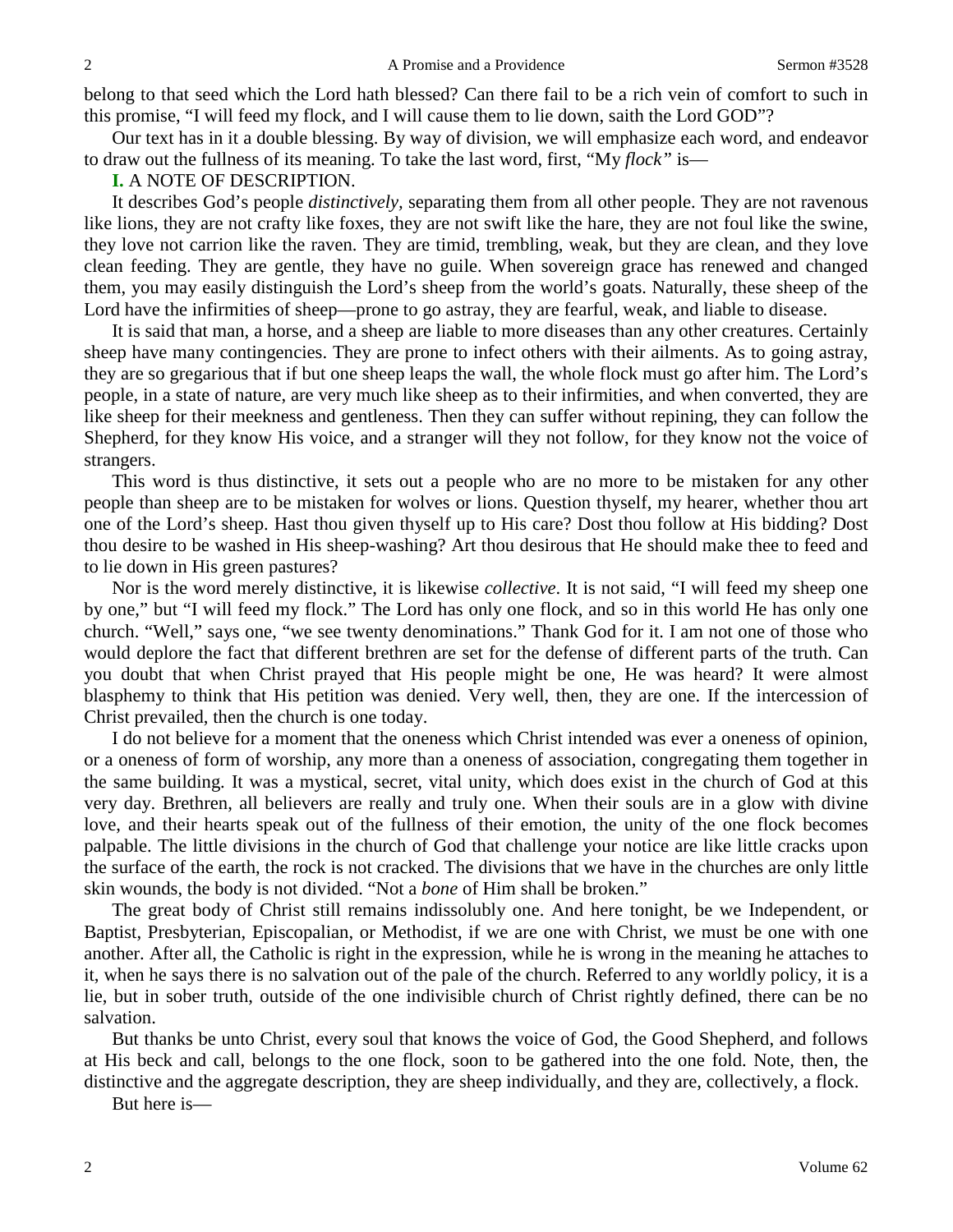belong to that seed which the Lord hath blessed? Can there fail to be a rich vein of comfort to such in this promise, "I will feed my flock, and I will cause them to lie down, saith the Lord GOD"?

Our text has in it a double blessing. By way of division, we will emphasize each word, and endeavor to draw out the fullness of its meaning. To take the last word, first, "My *flock*" is—

**I.** A NOTE OF DESCRIPTION.

It describes God's people *distinctively*, separating them from all other people. They are not ravenous like lions, they are not crafty like foxes, they are not swift like the hare, they are not foul like the swine, they love not carrion like the raven. They are timid, trembling, weak, but they are clean, and they love clean feeding. They are gentle, they have no guile. When sovereign grace has renewed and changed them, you may easily distinguish the Lord's sheep from the world's goats. Naturally, these sheep of the Lord have the infirmities of sheep—prone to go astray, they are fearful, weak, and liable to disease.

It is said that man, a horse, and a sheep are liable to more diseases than any other creatures. Certainly sheep have many contingencies. They are prone to infect others with their ailments. As to going astray, they are so gregarious that if but one sheep leaps the wall, the whole flock must go after him. The Lord's people, in a state of nature, are very much like sheep as to their infirmities, and when converted, they are like sheep for their meekness and gentleness. Then they can suffer without repining, they can follow the Shepherd, for they know His voice, and a stranger will they not follow, for they know not the voice of strangers.

This word is thus distinctive, it sets out a people who are no more to be mistaken for any other people than sheep are to be mistaken for wolves or lions. Question thyself, my hearer, whether thou art one of the Lord's sheep. Hast thou given thyself up to His care? Dost thou follow at His bidding? Dost thou desire to be washed in His sheep-washing? Art thou desirous that He should make thee to feed and to lie down in His green pastures?

Nor is the word merely distinctive, it is likewise *collective*. It is not said, "I will feed my sheep one by one," but "I will feed my flock." The Lord has only one flock, and so in this world He has only one church. "Well," says one, "we see twenty denominations." Thank God for it. I am not one of those who would deplore the fact that different brethren are set for the defense of different parts of the truth. Can you doubt that when Christ prayed that His people might be one, He was heard? It were almost blasphemy to think that His petition was denied. Very well, then, they are one. If the intercession of Christ prevailed, then the church is one today.

I do not believe for a moment that the oneness which Christ intended was ever a oneness of opinion, or a oneness of form of worship, any more than a oneness of association, congregating them together in the same building. It was a mystical, secret, vital unity, which does exist in the church of God at this very day. Brethren, all believers are really and truly one. When their souls are in a glow with divine love, and their hearts speak out of the fullness of their emotion, the unity of the one flock becomes palpable. The little divisions in the church of God that challenge your notice are like little cracks upon the surface of the earth, the rock is not cracked. The divisions that we have in the churches are only little skin wounds, the body is not divided. "Not a *bone* of Him shall be broken."

The great body of Christ still remains indissolubly one. And here tonight, be we Independent, or Baptist, Presbyterian, Episcopalian, or Methodist, if we are one with Christ, we must be one with one another. After all, the Catholic is right in the expression, while he is wrong in the meaning he attaches to it, when he says there is no salvation out of the pale of the church. Referred to any worldly policy, it is a lie, but in sober truth, outside of the one indivisible church of Christ rightly defined, there can be no salvation.

But thanks be unto Christ, every soul that knows the voice of God, the Good Shepherd, and follows at His beck and call, belongs to the one flock, soon to be gathered into the one fold. Note, then, the distinctive and the aggregate description, they are sheep individually, and they are, collectively, a flock.

But here is—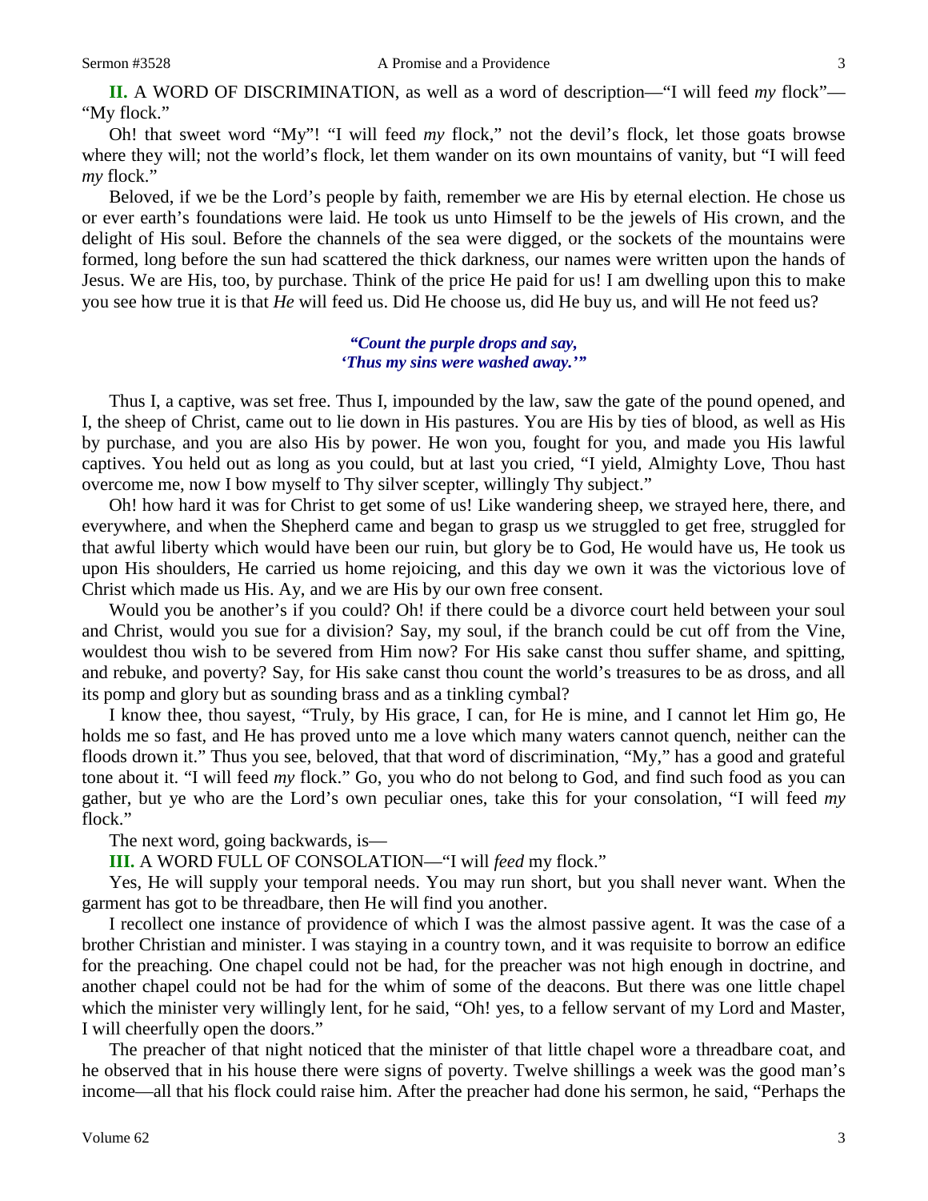**II.** A WORD OF DISCRIMINATION, as well as a word of description—"I will feed *my* flock"—"My flock."

Oh! that sweet word "My"! "I will feed *my* flock," not the devil's flock, let those goats browse where they will; not the world's flock, let them wander on its own mountains of vanity, but "I will feed *my* flock."

Beloved, if we be the Lord's people by faith, remember we are His by eternal election. He chose us or ever earth's foundations were laid. He took us unto Himself to be the jewels of His crown, and the delight of His soul. Before the channels of the sea were digged, or the sockets of the mountains were formed, long before the sun had scattered the thick darkness, our names were written upon the hands of Jesus. We are His, too, by purchase. Think of the price He paid for us! I am dwelling upon this to make you see how true it is that *He* will feed us. Did He choose us, did He buy us, and will He not feed us?

> ***"Count the purple drops and say,***
> ***'Thus my sins were washed away.'"***

Thus I, a captive, was set free. Thus I, impounded by the law, saw the gate of the pound opened, and I, the sheep of Christ, came out to lie down in His pastures. You are His by ties of blood, as well as His by purchase, and you are also His by power. He won you, fought for you, and made you His lawful captives. You held out as long as you could, but at last you cried, "I yield, Almighty Love, Thou hast overcome me, now I bow myself to Thy silver scepter, willingly Thy subject."

Oh! how hard it was for Christ to get some of us! Like wandering sheep, we strayed here, there, and everywhere, and when the Shepherd came and began to grasp us we struggled to get free, struggled for that awful liberty which would have been our ruin, but glory be to God, He would have us, He took us upon His shoulders, He carried us home rejoicing, and this day we own it was the victorious love of Christ which made us His. Ay, and we are His by our own free consent.

Would you be another's if you could? Oh! if there could be a divorce court held between your soul and Christ, would you sue for a division? Say, my soul, if the branch could be cut off from the Vine, wouldest thou wish to be severed from Him now? For His sake canst thou suffer shame, and spitting, and rebuke, and poverty? Say, for His sake canst thou count the world's treasures to be as dross, and all its pomp and glory but as sounding brass and as a tinkling cymbal?

I know thee, thou sayest, "Truly, by His grace, I can, for He is mine, and I cannot let Him go, He holds me so fast, and He has proved unto me a love which many waters cannot quench, neither can the floods drown it." Thus you see, beloved, that that word of discrimination, "My," has a good and grateful tone about it. "I will feed *my* flock." Go, you who do not belong to God, and find such food as you can gather, but ye who are the Lord's own peculiar ones, take this for your consolation, "I will feed *my* flock."

The next word, going backwards, is—

**III.** A WORD FULL OF CONSOLATION—"I will *feed* my flock."

Yes, He will supply your temporal needs. You may run short, but you shall never want. When the garment has got to be threadbare, then He will find you another.

I recollect one instance of providence of which I was the almost passive agent. It was the case of a brother Christian and minister. I was staying in a country town, and it was requisite to borrow an edifice for the preaching. One chapel could not be had, for the preacher was not high enough in doctrine, and another chapel could not be had for the whim of some of the deacons. But there was one little chapel which the minister very willingly lent, for he said, "Oh! yes, to a fellow servant of my Lord and Master, I will cheerfully open the doors."

The preacher of that night noticed that the minister of that little chapel wore a threadbare coat, and he observed that in his house there were signs of poverty. Twelve shillings a week was the good man's income—all that his flock could raise him. After the preacher had done his sermon, he said, "Perhaps the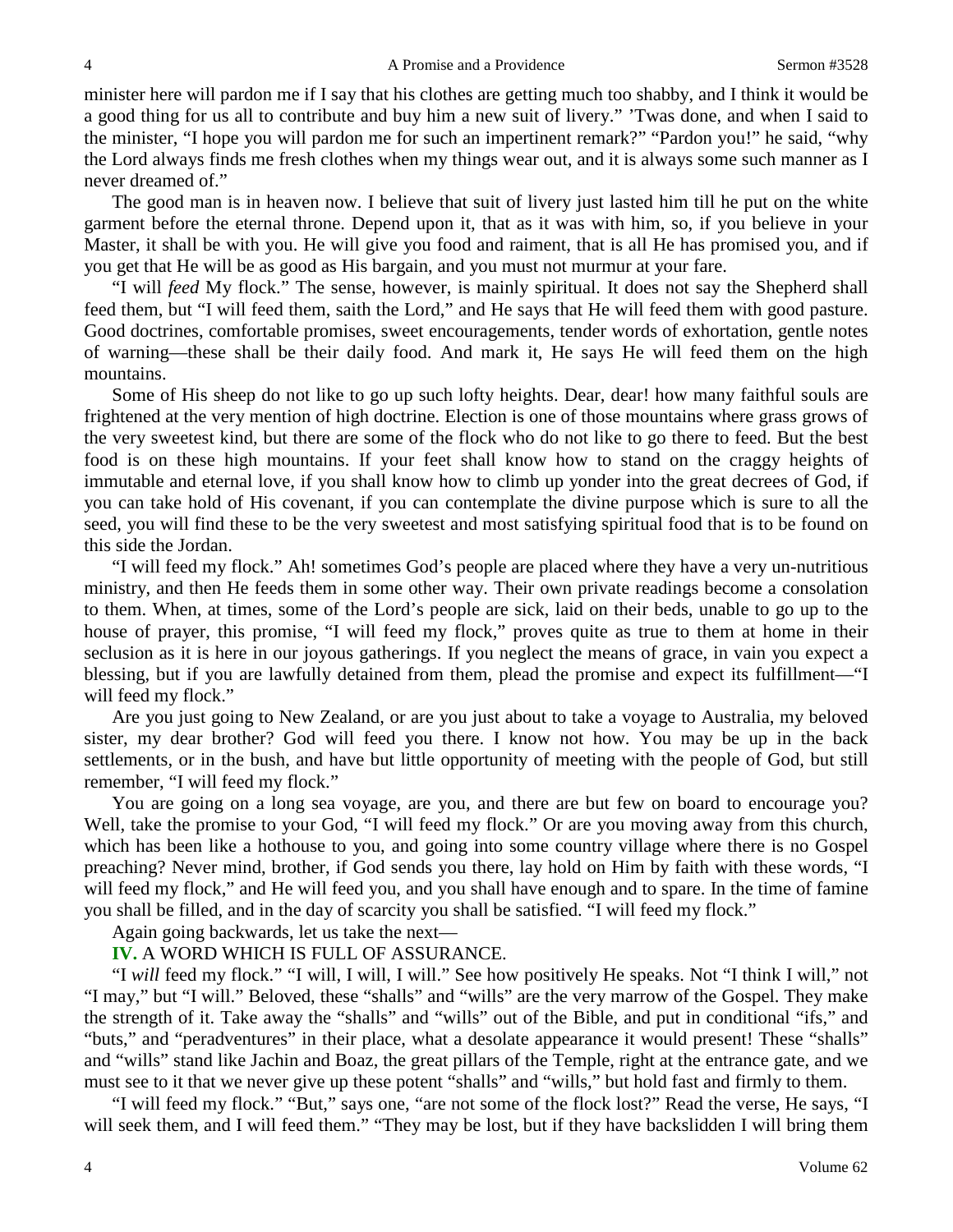minister here will pardon me if I say that his clothes are getting much too shabby, and I think it would be a good thing for us all to contribute and buy him a new suit of livery." 'Twas done, and when I said to the minister, "I hope you will pardon me for such an impertinent remark?" "Pardon you!" he said, "why the Lord always finds me fresh clothes when my things wear out, and it is always some such manner as I never dreamed of."

The good man is in heaven now. I believe that suit of livery just lasted him till he put on the white garment before the eternal throne. Depend upon it, that as it was with him, so, if you believe in your Master, it shall be with you. He will give you food and raiment, that is all He has promised you, and if you get that He will be as good as His bargain, and you must not murmur at your fare.

"I will *feed* My flock." The sense, however, is mainly spiritual. It does not say the Shepherd shall feed them, but "I will feed them, saith the Lord," and He says that He will feed them with good pasture. Good doctrines, comfortable promises, sweet encouragements, tender words of exhortation, gentle notes of warning—these shall be their daily food. And mark it, He says He will feed them on the high mountains.

Some of His sheep do not like to go up such lofty heights. Dear, dear! how many faithful souls are frightened at the very mention of high doctrine. Election is one of those mountains where grass grows of the very sweetest kind, but there are some of the flock who do not like to go there to feed. But the best food is on these high mountains. If your feet shall know how to stand on the craggy heights of immutable and eternal love, if you shall know how to climb up yonder into the great decrees of God, if you can take hold of His covenant, if you can contemplate the divine purpose which is sure to all the seed, you will find these to be the very sweetest and most satisfying spiritual food that is to be found on this side the Jordan.

"I will feed my flock." Ah! sometimes God's people are placed where they have a very un-nutritious ministry, and then He feeds them in some other way. Their own private readings become a consolation to them. When, at times, some of the Lord's people are sick, laid on their beds, unable to go up to the house of prayer, this promise, "I will feed my flock," proves quite as true to them at home in their seclusion as it is here in our joyous gatherings. If you neglect the means of grace, in vain you expect a blessing, but if you are lawfully detained from them, plead the promise and expect its fulfillment—"I will feed my flock."

Are you just going to New Zealand, or are you just about to take a voyage to Australia, my beloved sister, my dear brother? God will feed you there. I know not how. You may be up in the back settlements, or in the bush, and have but little opportunity of meeting with the people of God, but still remember, "I will feed my flock."

You are going on a long sea voyage, are you, and there are but few on board to encourage you? Well, take the promise to your God, "I will feed my flock." Or are you moving away from this church, which has been like a hothouse to you, and going into some country village where there is no Gospel preaching? Never mind, brother, if God sends you there, lay hold on Him by faith with these words, "I will feed my flock," and He will feed you, and you shall have enough and to spare. In the time of famine you shall be filled, and in the day of scarcity you shall be satisfied. "I will feed my flock."

Again going backwards, let us take the next—

**IV.** A WORD WHICH IS FULL OF ASSURANCE.

"I *will* feed my flock." "I will, I will, I will." See how positively He speaks. Not "I think I will," not "I may," but "I will." Beloved, these "shalls" and "wills" are the very marrow of the Gospel. They make the strength of it. Take away the "shalls" and "wills" out of the Bible, and put in conditional "ifs," and "buts," and "peradventures" in their place, what a desolate appearance it would present! These "shalls" and "wills" stand like Jachin and Boaz, the great pillars of the Temple, right at the entrance gate, and we must see to it that we never give up these potent "shalls" and "wills," but hold fast and firmly to them.

"I will feed my flock." "But," says one, "are not some of the flock lost?" Read the verse, He says, "I will seek them, and I will feed them." "They may be lost, but if they have backslidden I will bring them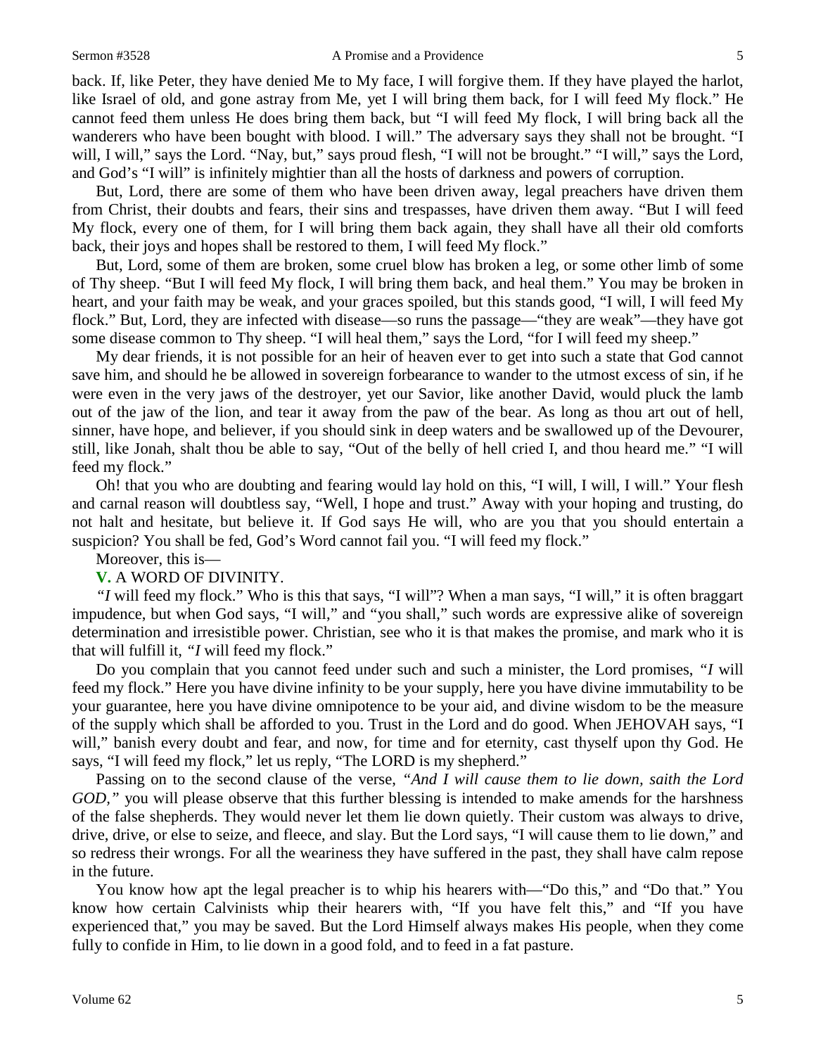back. If, like Peter, they have denied Me to My face, I will forgive them. If they have played the harlot, like Israel of old, and gone astray from Me, yet I will bring them back, for I will feed My flock." He cannot feed them unless He does bring them back, but "I will feed My flock, I will bring back all the wanderers who have been bought with blood. I will." The adversary says they shall not be brought. "I will, I will," says the Lord. "Nay, but," says proud flesh, "I will not be brought." "I will," says the Lord, and God's "I will" is infinitely mightier than all the hosts of darkness and powers of corruption.

But, Lord, there are some of them who have been driven away, legal preachers have driven them from Christ, their doubts and fears, their sins and trespasses, have driven them away. "But I will feed My flock, every one of them, for I will bring them back again, they shall have all their old comforts back, their joys and hopes shall be restored to them, I will feed My flock."

But, Lord, some of them are broken, some cruel blow has broken a leg, or some other limb of some of Thy sheep. "But I will feed My flock, I will bring them back, and heal them." You may be broken in heart, and your faith may be weak, and your graces spoiled, but this stands good, "I will, I will feed My flock." But, Lord, they are infected with disease—so runs the passage—"they are weak"—they have got some disease common to Thy sheep. "I will heal them," says the Lord, "for I will feed my sheep."

My dear friends, it is not possible for an heir of heaven ever to get into such a state that God cannot save him, and should he be allowed in sovereign forbearance to wander to the utmost excess of sin, if he were even in the very jaws of the destroyer, yet our Savior, like another David, would pluck the lamb out of the jaw of the lion, and tear it away from the paw of the bear. As long as thou art out of hell, sinner, have hope, and believer, if you should sink in deep waters and be swallowed up of the Devourer, still, like Jonah, shalt thou be able to say, "Out of the belly of hell cried I, and thou heard me." "I will feed my flock."

Oh! that you who are doubting and fearing would lay hold on this, "I will, I will, I will." Your flesh and carnal reason will doubtless say, "Well, I hope and trust." Away with your hoping and trusting, do not halt and hesitate, but believe it. If God says He will, who are you that you should entertain a suspicion? You shall be fed, God's Word cannot fail you. "I will feed my flock."

Moreover, this is—

**V.** A WORD OF DIVINITY.

*"I* will feed my flock." Who is this that says, "I will"? When a man says, "I will," it is often braggart impudence, but when God says, "I will," and "you shall," such words are expressive alike of sovereign determination and irresistible power. Christian, see who it is that makes the promise, and mark who it is that will fulfill it, *"I* will feed my flock."

Do you complain that you cannot feed under such and such a minister, the Lord promises, *"I* will feed my flock." Here you have divine infinity to be your supply, here you have divine immutability to be your guarantee, here you have divine omnipotence to be your aid, and divine wisdom to be the measure of the supply which shall be afforded to you. Trust in the Lord and do good. When JEHOVAH says, "I will," banish every doubt and fear, and now, for time and for eternity, cast thyself upon thy God. He says, "I will feed my flock," let us reply, "The LORD is my shepherd."

Passing on to the second clause of the verse, *"And I will cause them to lie down, saith the Lord GOD,"* you will please observe that this further blessing is intended to make amends for the harshness of the false shepherds. They would never let them lie down quietly. Their custom was always to drive, drive, drive, or else to seize, and fleece, and slay. But the Lord says, "I will cause them to lie down," and so redress their wrongs. For all the weariness they have suffered in the past, they shall have calm repose in the future.

You know how apt the legal preacher is to whip his hearers with—"Do this," and "Do that." You know how certain Calvinists whip their hearers with, "If you have felt this," and "If you have experienced that," you may be saved. But the Lord Himself always makes His people, when they come fully to confide in Him, to lie down in a good fold, and to feed in a fat pasture.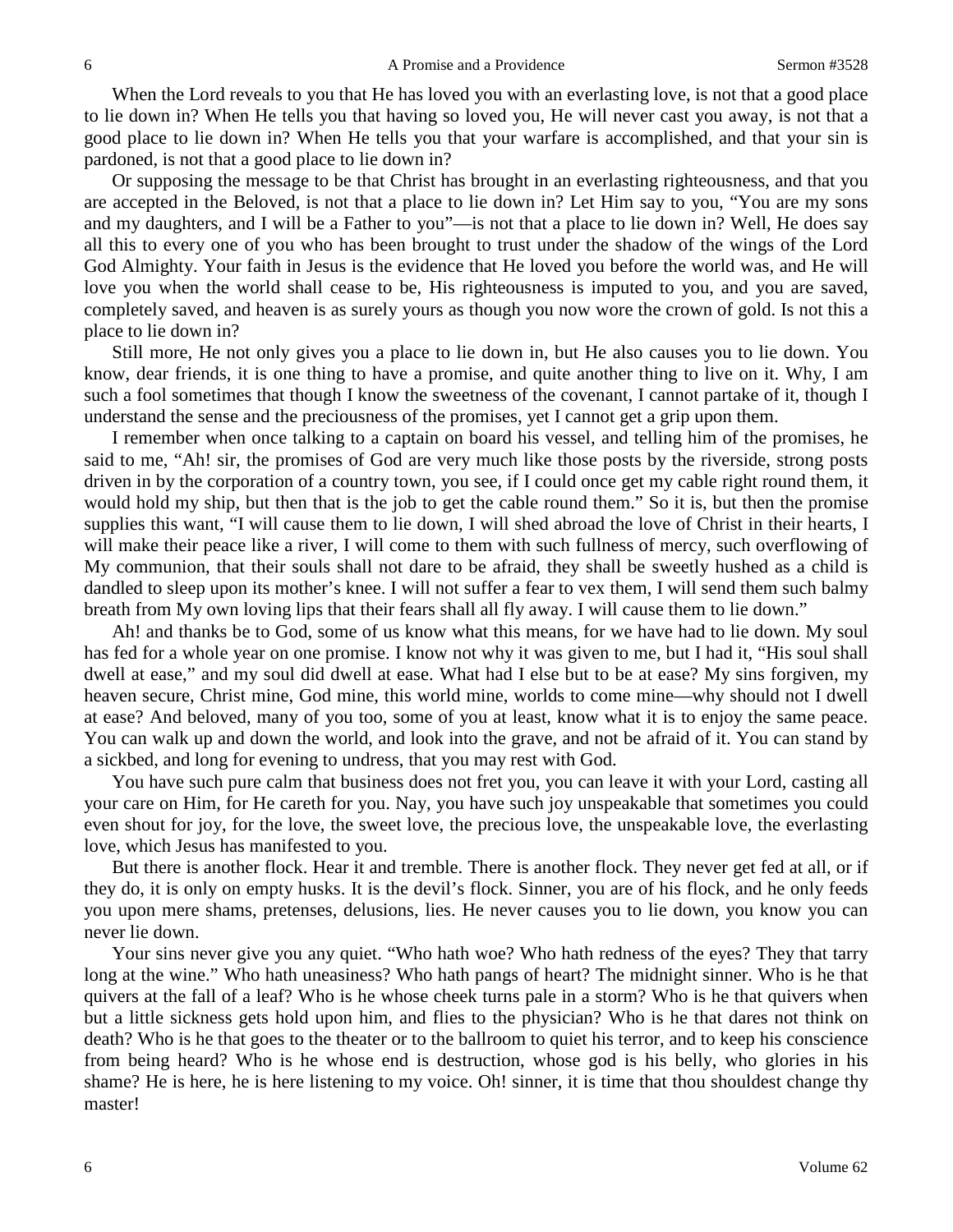When the Lord reveals to you that He has loved you with an everlasting love, is not that a good place to lie down in? When He tells you that having so loved you, He will never cast you away, is not that a good place to lie down in? When He tells you that your warfare is accomplished, and that your sin is pardoned, is not that a good place to lie down in?

Or supposing the message to be that Christ has brought in an everlasting righteousness, and that you are accepted in the Beloved, is not that a place to lie down in? Let Him say to you, "You are my sons and my daughters, and I will be a Father to you"—is not that a place to lie down in? Well, He does say all this to every one of you who has been brought to trust under the shadow of the wings of the Lord God Almighty. Your faith in Jesus is the evidence that He loved you before the world was, and He will love you when the world shall cease to be, His righteousness is imputed to you, and you are saved, completely saved, and heaven is as surely yours as though you now wore the crown of gold. Is not this a place to lie down in?

Still more, He not only gives you a place to lie down in, but He also causes you to lie down. You know, dear friends, it is one thing to have a promise, and quite another thing to live on it. Why, I am such a fool sometimes that though I know the sweetness of the covenant, I cannot partake of it, though I understand the sense and the preciousness of the promises, yet I cannot get a grip upon them.

I remember when once talking to a captain on board his vessel, and telling him of the promises, he said to me, "Ah! sir, the promises of God are very much like those posts by the riverside, strong posts driven in by the corporation of a country town, you see, if I could once get my cable right round them, it would hold my ship, but then that is the job to get the cable round them." So it is, but then the promise supplies this want, "I will cause them to lie down, I will shed abroad the love of Christ in their hearts, I will make their peace like a river, I will come to them with such fullness of mercy, such overflowing of My communion, that their souls shall not dare to be afraid, they shall be sweetly hushed as a child is dandled to sleep upon its mother's knee. I will not suffer a fear to vex them, I will send them such balmy breath from My own loving lips that their fears shall all fly away. I will cause them to lie down."

Ah! and thanks be to God, some of us know what this means, for we have had to lie down. My soul has fed for a whole year on one promise. I know not why it was given to me, but I had it, "His soul shall dwell at ease," and my soul did dwell at ease. What had I else but to be at ease? My sins forgiven, my heaven secure, Christ mine, God mine, this world mine, worlds to come mine—why should not I dwell at ease? And beloved, many of you too, some of you at least, know what it is to enjoy the same peace. You can walk up and down the world, and look into the grave, and not be afraid of it. You can stand by a sickbed, and long for evening to undress, that you may rest with God.

You have such pure calm that business does not fret you, you can leave it with your Lord, casting all your care on Him, for He careth for you. Nay, you have such joy unspeakable that sometimes you could even shout for joy, for the love, the sweet love, the precious love, the unspeakable love, the everlasting love, which Jesus has manifested to you.

But there is another flock. Hear it and tremble. There is another flock. They never get fed at all, or if they do, it is only on empty husks. It is the devil's flock. Sinner, you are of his flock, and he only feeds you upon mere shams, pretenses, delusions, lies. He never causes you to lie down, you know you can never lie down.

Your sins never give you any quiet. "Who hath woe? Who hath redness of the eyes? They that tarry long at the wine." Who hath uneasiness? Who hath pangs of heart? The midnight sinner. Who is he that quivers at the fall of a leaf? Who is he whose cheek turns pale in a storm? Who is he that quivers when but a little sickness gets hold upon him, and flies to the physician? Who is he that dares not think on death? Who is he that goes to the theater or to the ballroom to quiet his terror, and to keep his conscience from being heard? Who is he whose end is destruction, whose god is his belly, who glories in his shame? He is here, he is here listening to my voice. Oh! sinner, it is time that thou shouldest change thy master!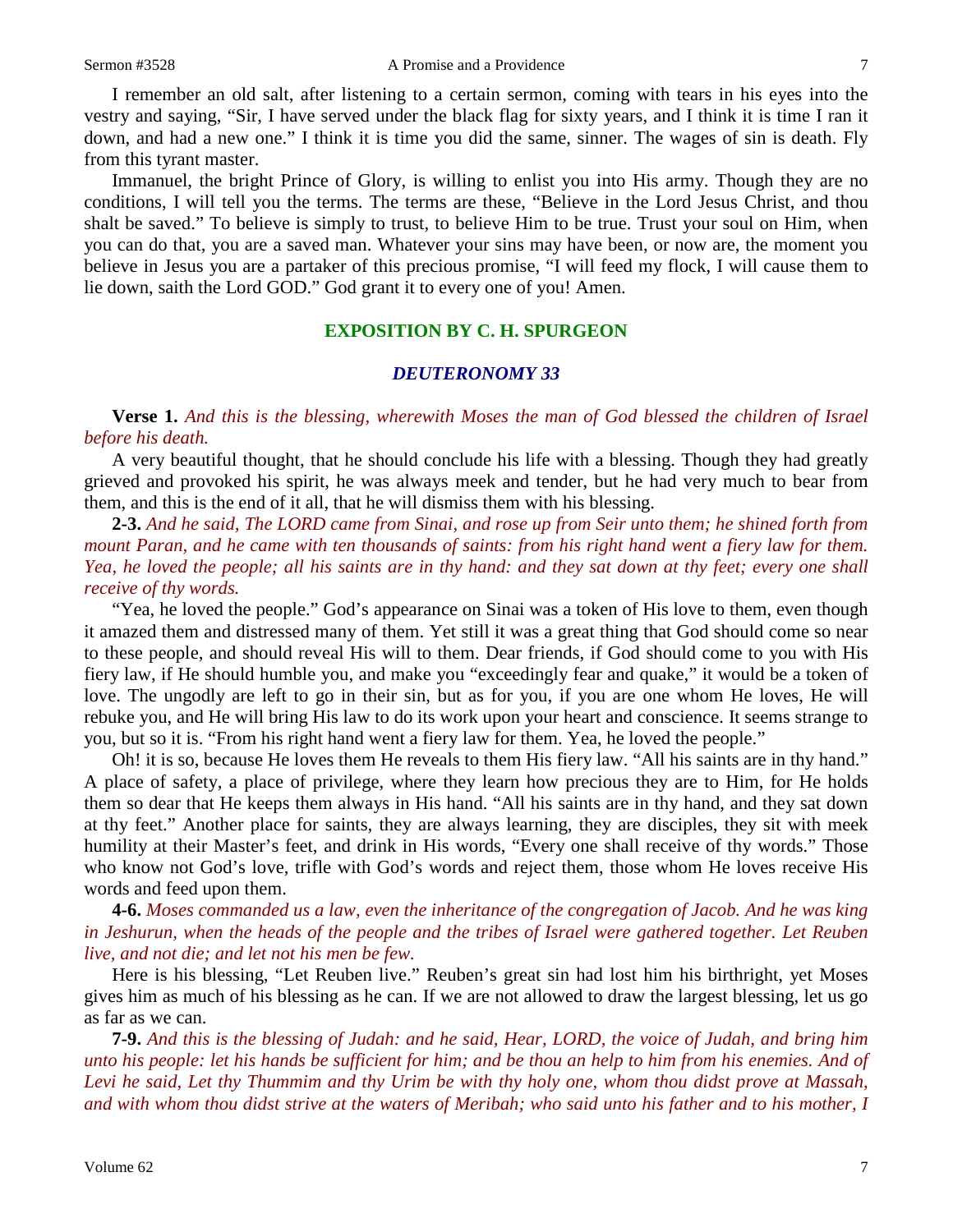I remember an old salt, after listening to a certain sermon, coming with tears in his eyes into the vestry and saying, "Sir, I have served under the black flag for sixty years, and I think it is time I ran it down, and had a new one." I think it is time you did the same, sinner. The wages of sin is death. Fly from this tyrant master.

Immanuel, the bright Prince of Glory, is willing to enlist you into His army. Though they are no conditions, I will tell you the terms. The terms are these, "Believe in the Lord Jesus Christ, and thou shalt be saved." To believe is simply to trust, to believe Him to be true. Trust your soul on Him, when you can do that, you are a saved man. Whatever your sins may have been, or now are, the moment you believe in Jesus you are a partaker of this precious promise, "I will feed my flock, I will cause them to lie down, saith the Lord GOD." God grant it to every one of you! Amen.

## EXPOSITION BY C. H. SPURGEON

### *DEUTERONOMY 33*

**Verse 1.** *And this is the blessing, wherewith Moses the man of God blessed the children of Israel before his death.*

A very beautiful thought, that he should conclude his life with a blessing. Though they had greatly grieved and provoked his spirit, he was always meek and tender, but he had very much to bear from them, and this is the end of it all, that he will dismiss them with his blessing.

**2-3.** *And he said, The LORD came from Sinai, and rose up from Seir unto them; he shined forth from mount Paran, and he came with ten thousands of saints: from his right hand went a fiery law for them. Yea, he loved the people; all his saints are in thy hand: and they sat down at thy feet; every one shall receive of thy words.*

"Yea, he loved the people." God's appearance on Sinai was a token of His love to them, even though it amazed them and distressed many of them. Yet still it was a great thing that God should come so near to these people, and should reveal His will to them. Dear friends, if God should come to you with His fiery law, if He should humble you, and make you "exceedingly fear and quake," it would be a token of love. The ungodly are left to go in their sin, but as for you, if you are one whom He loves, He will rebuke you, and He will bring His law to do its work upon your heart and conscience. It seems strange to you, but so it is. "From his right hand went a fiery law for them. Yea, he loved the people."

Oh! it is so, because He loves them He reveals to them His fiery law. "All his saints are in thy hand." A place of safety, a place of privilege, where they learn how precious they are to Him, for He holds them so dear that He keeps them always in His hand. "All his saints are in thy hand, and they sat down at thy feet." Another place for saints, they are always learning, they are disciples, they sit with meek humility at their Master's feet, and drink in His words, "Every one shall receive of thy words." Those who know not God's love, trifle with God's words and reject them, those whom He loves receive His words and feed upon them.

**4-6.** *Moses commanded us a law, even the inheritance of the congregation of Jacob. And he was king in Jeshurun, when the heads of the people and the tribes of Israel were gathered together. Let Reuben live, and not die; and let not his men be few.*

Here is his blessing, "Let Reuben live." Reuben's great sin had lost him his birthright, yet Moses gives him as much of his blessing as he can. If we are not allowed to draw the largest blessing, let us go as far as we can.

**7-9.** *And this is the blessing of Judah: and he said, Hear, LORD, the voice of Judah, and bring him unto his people: let his hands be sufficient for him; and be thou an help to him from his enemies. And of Levi he said, Let thy Thummim and thy Urim be with thy holy one, whom thou didst prove at Massah, and with whom thou didst strive at the waters of Meribah; who said unto his father and to his mother, I*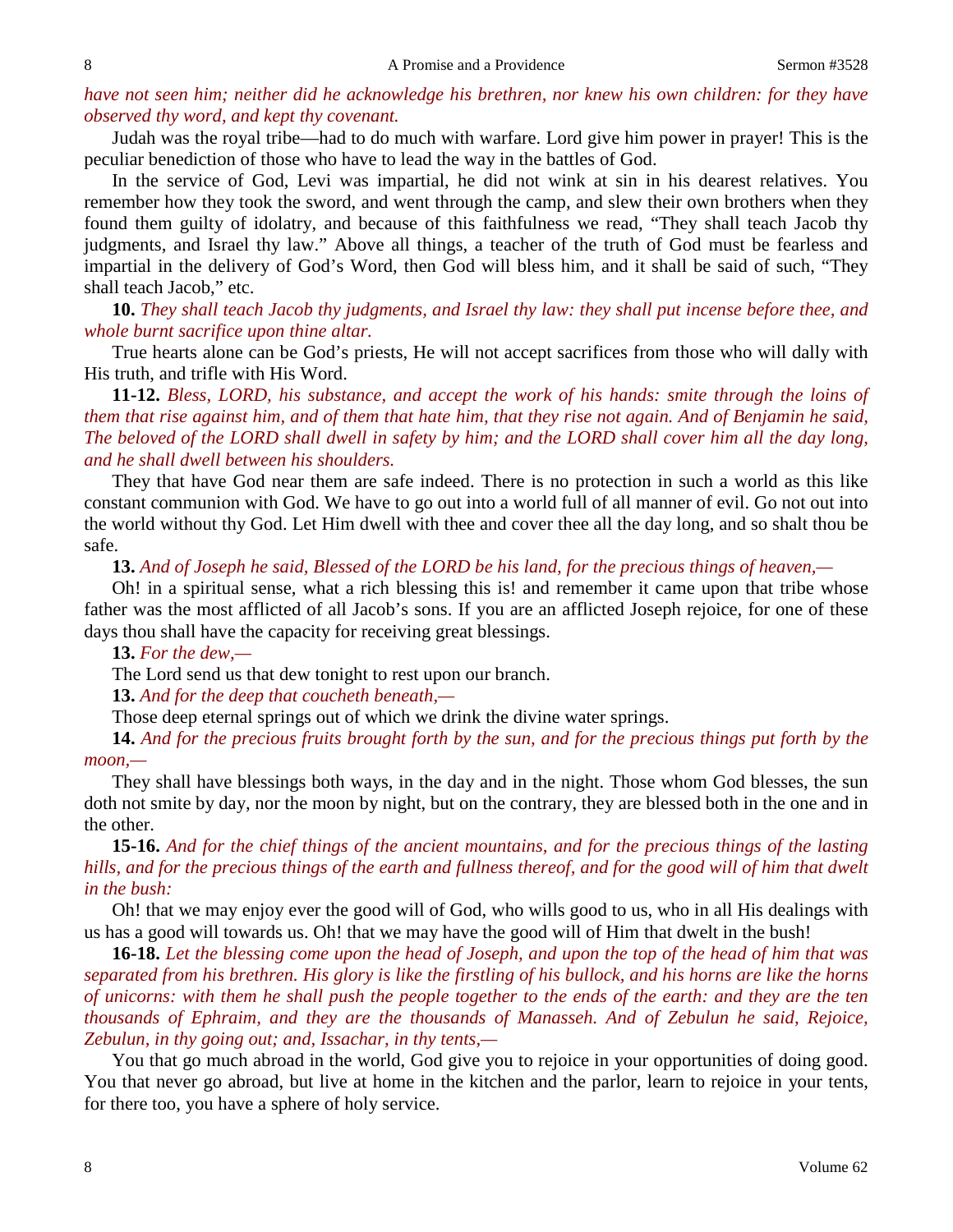*have not seen him; neither did he acknowledge his brethren, nor knew his own children: for they have observed thy word, and kept thy covenant.*

Judah was the royal tribe—had to do much with warfare. Lord give him power in prayer! This is the peculiar benediction of those who have to lead the way in the battles of God.

In the service of God, Levi was impartial, he did not wink at sin in his dearest relatives. You remember how they took the sword, and went through the camp, and slew their own brothers when they found them guilty of idolatry, and because of this faithfulness we read, "They shall teach Jacob thy judgments, and Israel thy law." Above all things, a teacher of the truth of God must be fearless and impartial in the delivery of God's Word, then God will bless him, and it shall be said of such, "They shall teach Jacob," etc.

**10.** *They shall teach Jacob thy judgments, and Israel thy law: they shall put incense before thee, and whole burnt sacrifice upon thine altar.*

True hearts alone can be God's priests, He will not accept sacrifices from those who will dally with His truth, and trifle with His Word.

**11-12.** *Bless, LORD, his substance, and accept the work of his hands: smite through the loins of them that rise against him, and of them that hate him, that they rise not again. And of Benjamin he said, The beloved of the LORD shall dwell in safety by him; and the LORD shall cover him all the day long, and he shall dwell between his shoulders.*

They that have God near them are safe indeed. There is no protection in such a world as this like constant communion with God. We have to go out into a world full of all manner of evil. Go not out into the world without thy God. Let Him dwell with thee and cover thee all the day long, and so shalt thou be safe.

**13.** *And of Joseph he said, Blessed of the LORD be his land, for the precious things of heaven,—*

Oh! in a spiritual sense, what a rich blessing this is! and remember it came upon that tribe whose father was the most afflicted of all Jacob's sons. If you are an afflicted Joseph rejoice, for one of these days thou shall have the capacity for receiving great blessings.

**13.** *For the dew,—*

The Lord send us that dew tonight to rest upon our branch.

**13.** *And for the deep that coucheth beneath,—*

Those deep eternal springs out of which we drink the divine water springs.

**14.** *And for the precious fruits brought forth by the sun, and for the precious things put forth by the moon,—*

They shall have blessings both ways, in the day and in the night. Those whom God blesses, the sun doth not smite by day, nor the moon by night, but on the contrary, they are blessed both in the one and in the other.

**15-16.** *And for the chief things of the ancient mountains, and for the precious things of the lasting hills, and for the precious things of the earth and fullness thereof, and for the good will of him that dwelt in the bush:*

Oh! that we may enjoy ever the good will of God, who wills good to us, who in all His dealings with us has a good will towards us. Oh! that we may have the good will of Him that dwelt in the bush!

**16-18.** *Let the blessing come upon the head of Joseph, and upon the top of the head of him that was separated from his brethren. His glory is like the firstling of his bullock, and his horns are like the horns of unicorns: with them he shall push the people together to the ends of the earth: and they are the ten thousands of Ephraim, and they are the thousands of Manasseh. And of Zebulun he said, Rejoice, Zebulun, in thy going out; and, Issachar, in thy tents,—*

You that go much abroad in the world, God give you to rejoice in your opportunities of doing good. You that never go abroad, but live at home in the kitchen and the parlor, learn to rejoice in your tents, for there too, you have a sphere of holy service.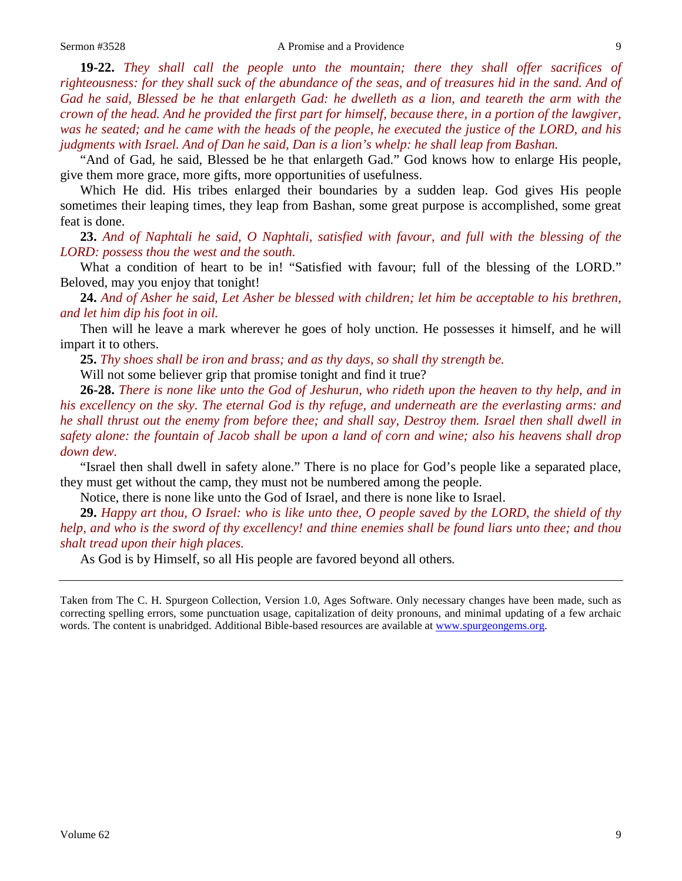**19-22.** *They shall call the people unto the mountain; there they shall offer sacrifices of righteousness: for they shall suck of the abundance of the seas, and of treasures hid in the sand. And of Gad he said, Blessed be he that enlargeth Gad: he dwelleth as a lion, and teareth the arm with the crown of the head. And he provided the first part for himself, because there, in a portion of the lawgiver, was he seated; and he came with the heads of the people, he executed the justice of the LORD, and his judgments with Israel. And of Dan he said, Dan is a lion's whelp: he shall leap from Bashan.*

"And of Gad, he said, Blessed be he that enlargeth Gad." God knows how to enlarge His people, give them more grace, more gifts, more opportunities of usefulness.

Which He did. His tribes enlarged their boundaries by a sudden leap. God gives His people sometimes their leaping times, they leap from Bashan, some great purpose is accomplished, some great feat is done.

**23.** *And of Naphtali he said, O Naphtali, satisfied with favour, and full with the blessing of the LORD: possess thou the west and the south.*

What a condition of heart to be in! "Satisfied with favour; full of the blessing of the LORD." Beloved, may you enjoy that tonight!

**24.** *And of Asher he said, Let Asher be blessed with children; let him be acceptable to his brethren, and let him dip his foot in oil.*

Then will he leave a mark wherever he goes of holy unction. He possesses it himself, and he will impart it to others.

**25.** *Thy shoes shall be iron and brass; and as thy days, so shall thy strength be.*

Will not some believer grip that promise tonight and find it true?

**26-28.** *There is none like unto the God of Jeshurun, who rideth upon the heaven to thy help, and in his excellency on the sky. The eternal God is thy refuge, and underneath are the everlasting arms: and he shall thrust out the enemy from before thee; and shall say, Destroy them. Israel then shall dwell in safety alone: the fountain of Jacob shall be upon a land of corn and wine; also his heavens shall drop down dew.*

"Israel then shall dwell in safety alone." There is no place for God's people like a separated place, they must get without the camp, they must not be numbered among the people.

Notice, there is none like unto the God of Israel, and there is none like to Israel.

**29.** *Happy art thou, O Israel: who is like unto thee, O people saved by the LORD, the shield of thy help, and who is the sword of thy excellency! and thine enemies shall be found liars unto thee; and thou shalt tread upon their high places.*

As God is by Himself, so all His people are favored beyond all others.

---

Taken from The C. H. Spurgeon Collection, Version 1.0, Ages Software. Only necessary changes have been made, such as correcting spelling errors, some punctuation usage, capitalization of deity pronouns, and minimal updating of a few archaic words. The content is unabridged. Additional Bible-based resources are available at www.spurgeongems.org.